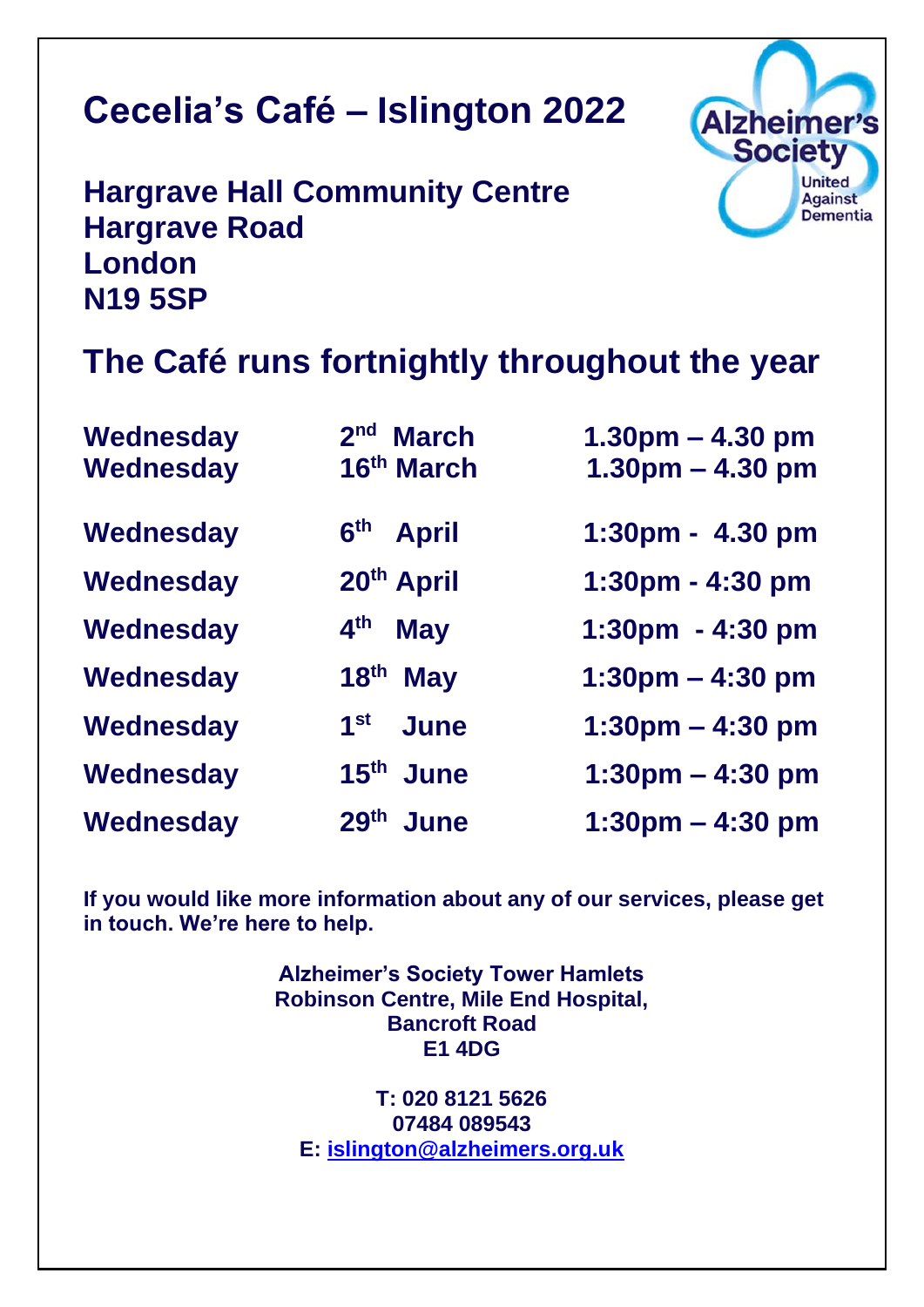# Cecelia's Café – Islington 2022

## Hargrave Hall Community Centre
## Hargrave Road
## London
## N19 5SP

## The Café runs fortnightly throughout the year

| | | |
|---|---|---|
| Wednesday | 2nd March | 1.30pm – 4.30 pm |
| Wednesday | 16th March | 1.30pm – 4.30 pm |
| Wednesday | 6th April | 1:30pm - 4.30 pm |
| Wednesday | 20th April | 1:30pm - 4:30 pm |
| Wednesday | 4th May | 1:30pm - 4:30 pm |
| Wednesday | 18th May | 1:30pm – 4:30 pm |
| Wednesday | 1st June | 1:30pm – 4:30 pm |
| Wednesday | 15th June | 1:30pm – 4:30 pm |
| Wednesday | 29th June | 1:30pm – 4:30 pm |

**If you would like more information about any of our services, please get in touch. We're here to help.**

**Alzheimer's Society Tower Hamlets**
**Robinson Centre, Mile End Hospital,**
**Bancroft Road**
**E1 4DG**

**T: 020 8121 5626**
**07484 089543**
**E: islington@alzheimers.org.uk**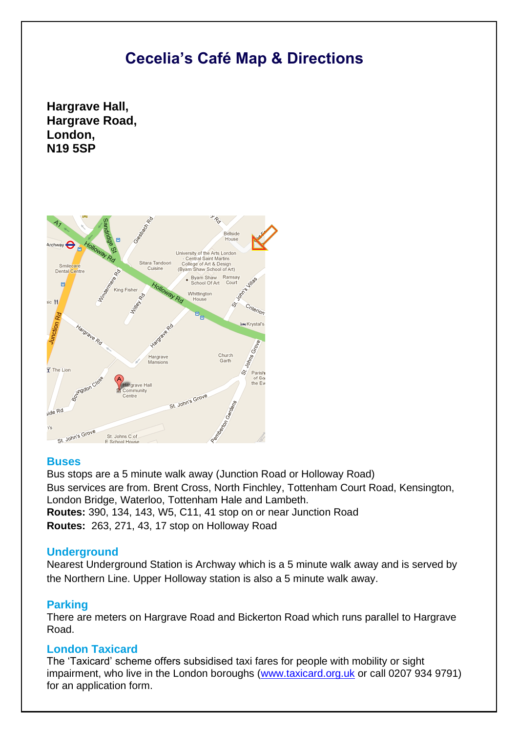# Cecelia's Café Map & Directions

**Hargrave Hall,**
**Hargrave Road,**
**London,**
**N19 5SP**

## Buses

Bus stops are a 5 minute walk away (Junction Road or Holloway Road)
Bus services are from. Brent Cross, North Finchley, Tottenham Court Road, Kensington, London Bridge, Waterloo, Tottenham Hale and Lambeth.
**Routes:** 390, 134, 143, W5, C11, 41 stop on or near Junction Road
**Routes:** 263, 271, 43, 17 stop on Holloway Road

## Underground

Nearest Underground Station is Archway which is a 5 minute walk away and is served by the Northern Line. Upper Holloway station is also a 5 minute walk away.

## Parking

There are meters on Hargrave Road and Bickerton Road which runs parallel to Hargrave Road.

## London Taxicard

The 'Taxicard' scheme offers subsidised taxi fares for people with mobility or sight impairment, who live in the London boroughs (www.taxicard.org.uk or call 0207 934 9791) for an application form.